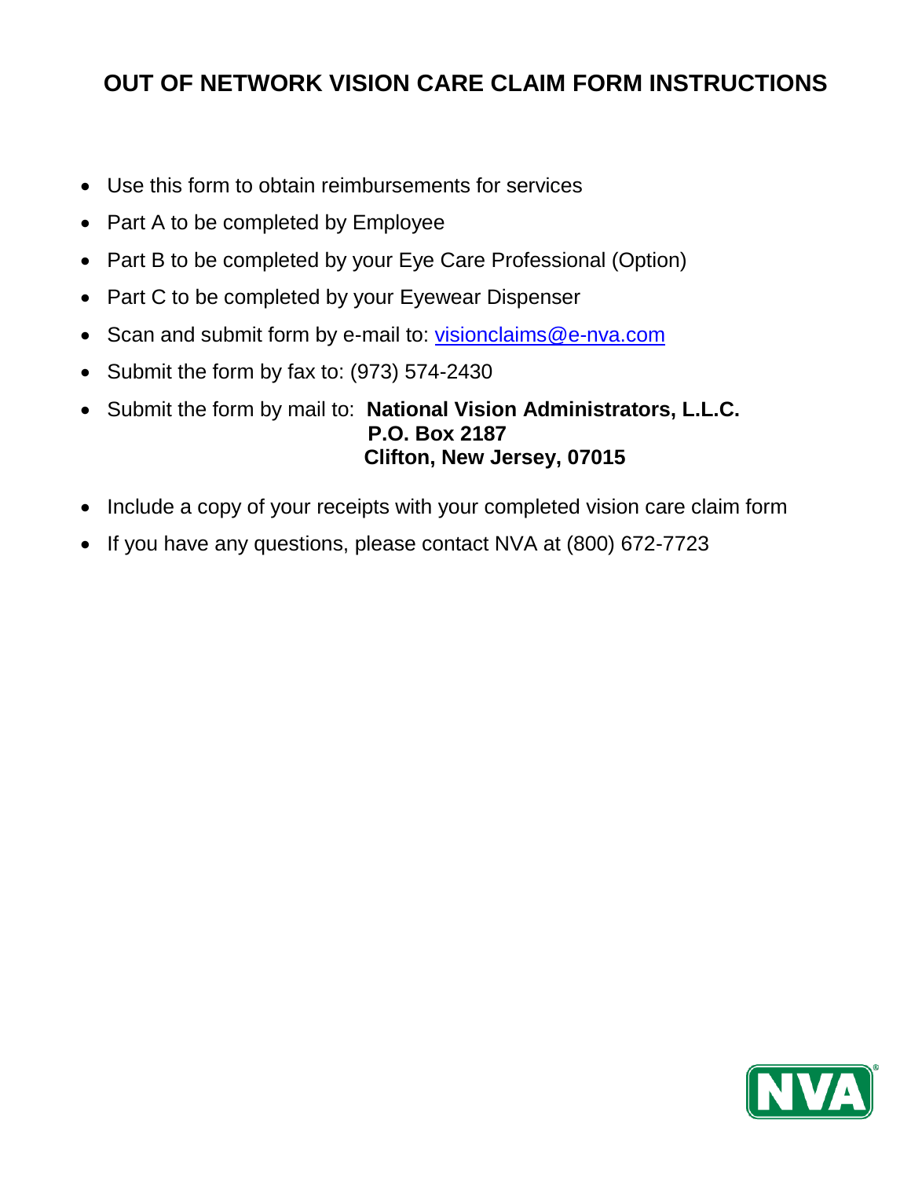# OUT OF NETWORK VISION CARE CLAIM FORM INSTRUCTIONS

- Use this form to obtain reimbursements for services
- Part A to be completed by Employee
- Part B to be completed by your Eye Care Professional (Option)
- Part C to be completed by your Eyewear Dispenser
- Scan and submit form by e-mail to: visionclaims@e-nva.com
- Submit the form by fax to: (973) 574-2430
- Submit the form by mail to: **National Vision Administrators, L.L.C.**
  **P.O. Box 2187**
  **Clifton, New Jersey, 07015**
- Include a copy of your receipts with your completed vision care claim form
- If you have any questions, please contact NVA at (800) 672-7723

NVA®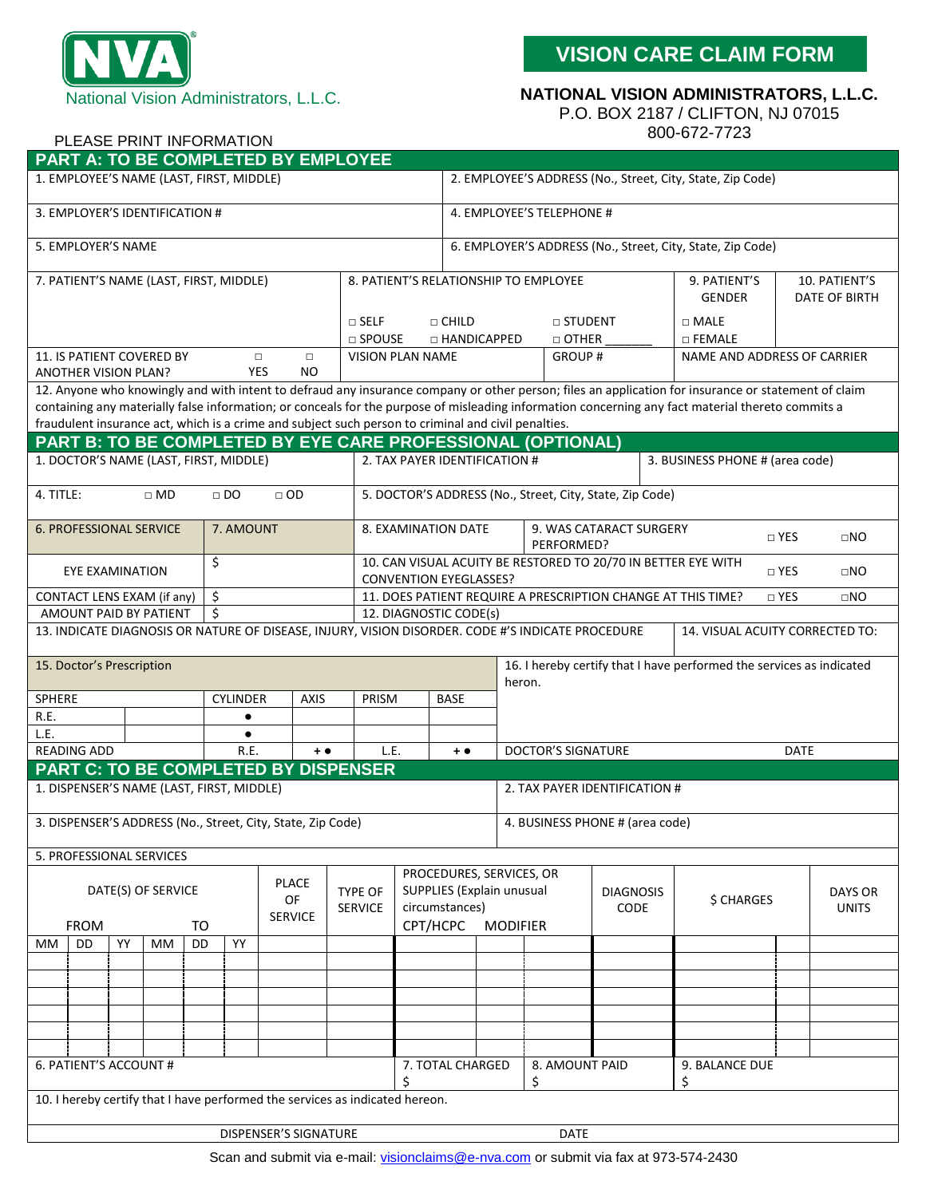NVA® National Vision Administrators, L.L.C.

# VISION CARE CLAIM FORM

**NATIONAL VISION ADMINISTRATORS, L.L.C.**
P.O. BOX 2187 / CLIFTON, NJ 07015
800-672-7723

PLEASE PRINT INFORMATION

## PART A: TO BE COMPLETED BY EMPLOYEE

| 1. EMPLOYEE'S NAME (LAST, FIRST, MIDDLE) | 2. EMPLOYEE'S ADDRESS (No., Street, City, State, Zip Code) |
|---|---|
| 3. EMPLOYER'S IDENTIFICATION # | 4. EMPLOYEE'S TELEPHONE # |
| 5. EMPLOYER'S NAME | 6. EMPLOYER'S ADDRESS (No., Street, City, State, Zip Code) |

| 7. PATIENT'S NAME (LAST, FIRST, MIDDLE) | 8. PATIENT'S RELATIONSHIP TO EMPLOYEE | | | 9. PATIENT'S GENDER | 10. PATIENT'S DATE OF BIRTH |
|---|---|---|---|---|---|
| | □ SELF<br>□ SPOUSE | □ CHILD<br>□ HANDICAPPED | □ STUDENT<br>□ OTHER _______ | □ MALE<br>□ FEMALE | |
| 11. IS PATIENT COVERED BY ANOTHER VISION PLAN? □ YES □ NO | VISION PLAN NAME | | GROUP # | NAME AND ADDRESS OF CARRIER | |

12. Anyone who knowingly and with intent to defraud any insurance company or other person; files an application for insurance or statement of claim containing any materially false information; or conceals for the purpose of misleading information concerning any fact material thereto commits a fraudulent insurance act, which is a crime and subject such person to criminal and civil penalties.

## PART B: TO BE COMPLETED BY EYE CARE PROFESSIONAL (OPTIONAL)

| 1. DOCTOR'S NAME (LAST, FIRST, MIDDLE) | | 2. TAX PAYER IDENTIFICATION # | 3. BUSINESS PHONE # (area code) |
|---|---|---|---|
| 4. TITLE: □ MD □ DO □ OD | | 5. DOCTOR'S ADDRESS (No., Street, City, State, Zip Code) | |
| 6. PROFESSIONAL SERVICE | 7. AMOUNT | 8. EXAMINATION DATE | 9. WAS CATARACT SURGERY PERFORMED? □ YES □NO |
| EYE EXAMINATION | $ | 10. CAN VISUAL ACUITY BE RESTORED TO 20/70 IN BETTER EYE WITH CONVENTION EYEGLASSES? □ YES □NO | |
| CONTACT LENS EXAM (if any) | $ | 11. DOES PATIENT REQUIRE A PRESCRIPTION CHANGE AT THIS TIME? □ YES □NO | |
| AMOUNT PAID BY PATIENT | $ | 12. DIAGNOSTIC CODE(s) | |

13. INDICATE DIAGNOSIS OR NATURE OF DISEASE, INJURY, VISION DISORDER. CODE #'S INDICATE PROCEDURE

14. VISUAL ACUITY CORRECTED TO:

15. Doctor's Prescription

| SPHERE | | CYLINDER | AXIS | PRISM | BASE |
|---|---|---|---|---|---|
| R.E. | | • | | | |
| L.E. | | • | | | |
| READING ADD | | R.E. | + • | L.E. | + • |

16. I hereby certify that I have performed the services as indicated heron.

DOCTOR'S SIGNATURE DATE

## PART C: TO BE COMPLETED BY DISPENSER

| 1. DISPENSER'S NAME (LAST, FIRST, MIDDLE) | 2. TAX PAYER IDENTIFICATION # |
|---|---|
| 3. DISPENSER'S ADDRESS (No., Street, City, State, Zip Code) | 4. BUSINESS PHONE # (area code) |

5. PROFESSIONAL SERVICES

| DATE(S) OF SERVICE FROM MM | DD | YY | TO MM | DD | YY | PLACE OF SERVICE | TYPE OF SERVICE | PROCEDURES, SERVICES, OR SUPPLIES (Explain unusual circumstances) CPT/HCPC | MODIFIER | DIAGNOSIS CODE | $ CHARGES | DAYS OR UNITS |
|---|---|---|---|---|---|---|---|---|---|---|---|---|
| | | | | | | | | | | | | |
| | | | | | | | | | | | | |
| | | | | | | | | | | | | |
| | | | | | | | | | | | | |
| | | | | | | | | | | | | |
| | | | | | | | | | | | | |

| 6. PATIENT'S ACCOUNT # | 7. TOTAL CHARGED $ | 8. AMOUNT PAID $ | 9. BALANCE DUE $ |
|---|---|---|---|

10. I hereby certify that I have performed the services as indicated hereon.

DISPENSER'S SIGNATURE DATE

Scan and submit via e-mail: visionclaims@e-nva.com or submit via fax at 973-574-2430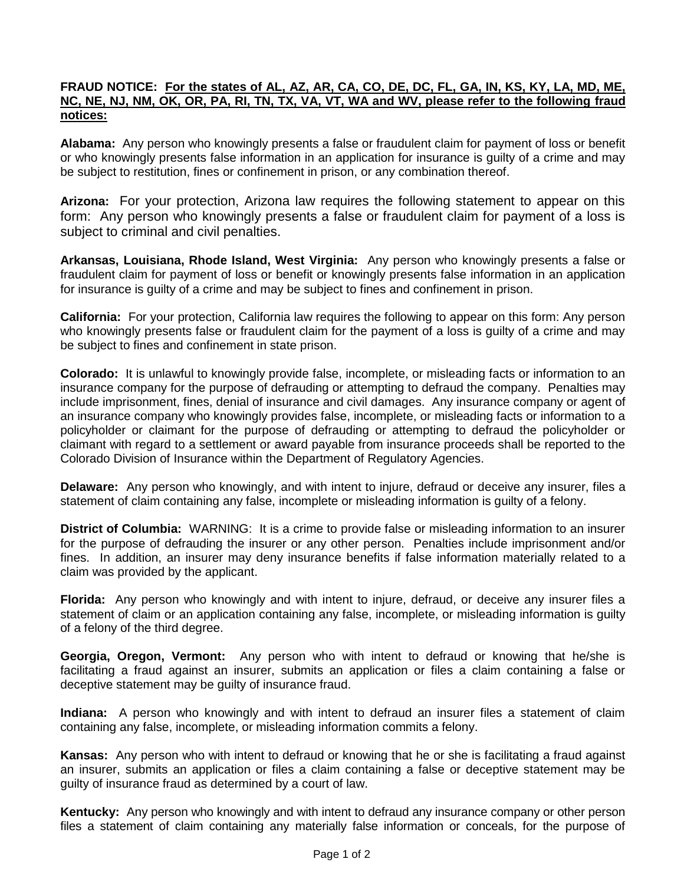**FRAUD NOTICE: For the states of AL, AZ, AR, CA, CO, DE, DC, FL, GA, IN, KS, KY, LA, MD, ME, NC, NE, NJ, NM, OK, OR, PA, RI, TN, TX, VA, VT, WA and WV, please refer to the following fraud notices:**

**Alabama:** Any person who knowingly presents a false or fraudulent claim for payment of loss or benefit or who knowingly presents false information in an application for insurance is guilty of a crime and may be subject to restitution, fines or confinement in prison, or any combination thereof.

**Arizona:** For your protection, Arizona law requires the following statement to appear on this form: Any person who knowingly presents a false or fraudulent claim for payment of a loss is subject to criminal and civil penalties.

**Arkansas, Louisiana, Rhode Island, West Virginia:** Any person who knowingly presents a false or fraudulent claim for payment of loss or benefit or knowingly presents false information in an application for insurance is guilty of a crime and may be subject to fines and confinement in prison.

**California:** For your protection, California law requires the following to appear on this form: Any person who knowingly presents false or fraudulent claim for the payment of a loss is guilty of a crime and may be subject to fines and confinement in state prison.

**Colorado:** It is unlawful to knowingly provide false, incomplete, or misleading facts or information to an insurance company for the purpose of defrauding or attempting to defraud the company. Penalties may include imprisonment, fines, denial of insurance and civil damages. Any insurance company or agent of an insurance company who knowingly provides false, incomplete, or misleading facts or information to a policyholder or claimant for the purpose of defrauding or attempting to defraud the policyholder or claimant with regard to a settlement or award payable from insurance proceeds shall be reported to the Colorado Division of Insurance within the Department of Regulatory Agencies.

**Delaware:** Any person who knowingly, and with intent to injure, defraud or deceive any insurer, files a statement of claim containing any false, incomplete or misleading information is guilty of a felony.

**District of Columbia:** WARNING: It is a crime to provide false or misleading information to an insurer for the purpose of defrauding the insurer or any other person. Penalties include imprisonment and/or fines. In addition, an insurer may deny insurance benefits if false information materially related to a claim was provided by the applicant.

**Florida:** Any person who knowingly and with intent to injure, defraud, or deceive any insurer files a statement of claim or an application containing any false, incomplete, or misleading information is guilty of a felony of the third degree.

**Georgia, Oregon, Vermont:** Any person who with intent to defraud or knowing that he/she is facilitating a fraud against an insurer, submits an application or files a claim containing a false or deceptive statement may be guilty of insurance fraud.

**Indiana:** A person who knowingly and with intent to defraud an insurer files a statement of claim containing any false, incomplete, or misleading information commits a felony.

**Kansas:** Any person who with intent to defraud or knowing that he or she is facilitating a fraud against an insurer, submits an application or files a claim containing a false or deceptive statement may be guilty of insurance fraud as determined by a court of law.

**Kentucky:** Any person who knowingly and with intent to defraud any insurance company or other person files a statement of claim containing any materially false information or conceals, for the purpose of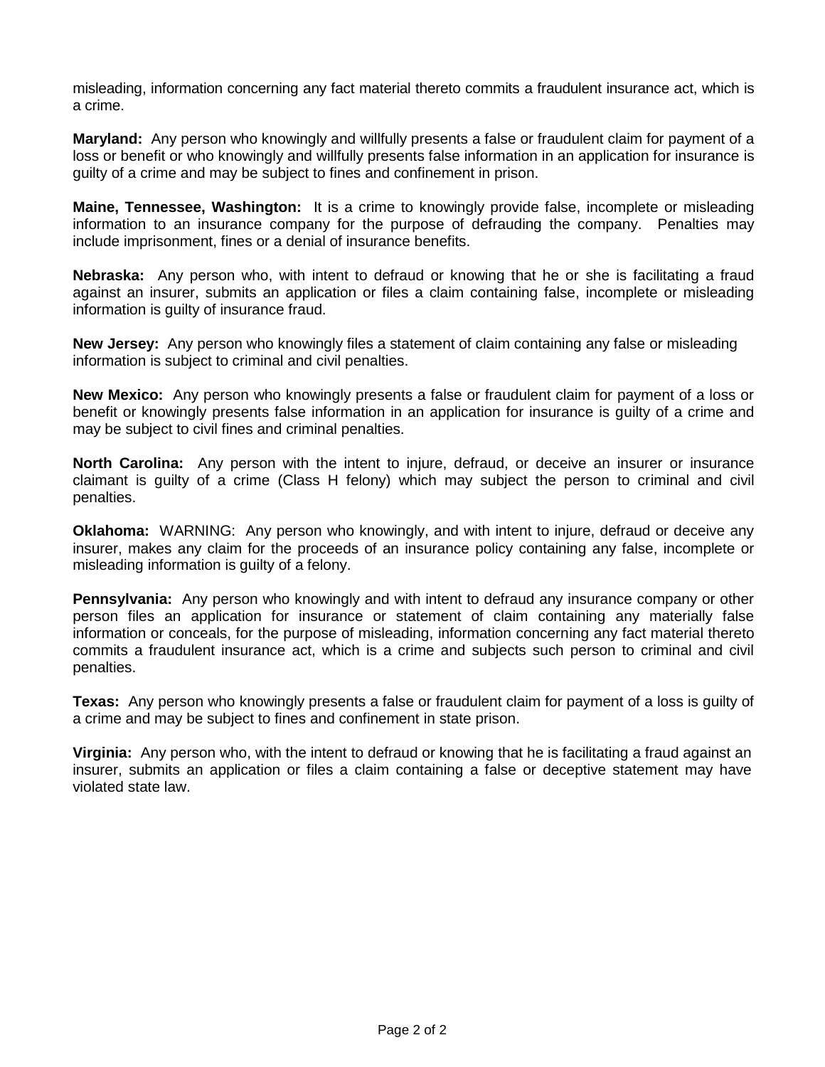misleading, information concerning any fact material thereto commits a fraudulent insurance act, which is a crime.

**Maryland:** Any person who knowingly and willfully presents a false or fraudulent claim for payment of a loss or benefit or who knowingly and willfully presents false information in an application for insurance is guilty of a crime and may be subject to fines and confinement in prison.

**Maine, Tennessee, Washington:** It is a crime to knowingly provide false, incomplete or misleading information to an insurance company for the purpose of defrauding the company. Penalties may include imprisonment, fines or a denial of insurance benefits.

**Nebraska:** Any person who, with intent to defraud or knowing that he or she is facilitating a fraud against an insurer, submits an application or files a claim containing false, incomplete or misleading information is guilty of insurance fraud.

**New Jersey:** Any person who knowingly files a statement of claim containing any false or misleading information is subject to criminal and civil penalties.

**New Mexico:** Any person who knowingly presents a false or fraudulent claim for payment of a loss or benefit or knowingly presents false information in an application for insurance is guilty of a crime and may be subject to civil fines and criminal penalties.

**North Carolina:** Any person with the intent to injure, defraud, or deceive an insurer or insurance claimant is guilty of a crime (Class H felony) which may subject the person to criminal and civil penalties.

**Oklahoma:** WARNING: Any person who knowingly, and with intent to injure, defraud or deceive any insurer, makes any claim for the proceeds of an insurance policy containing any false, incomplete or misleading information is guilty of a felony.

**Pennsylvania:** Any person who knowingly and with intent to defraud any insurance company or other person files an application for insurance or statement of claim containing any materially false information or conceals, for the purpose of misleading, information concerning any fact material thereto commits a fraudulent insurance act, which is a crime and subjects such person to criminal and civil penalties.

**Texas:** Any person who knowingly presents a false or fraudulent claim for payment of a loss is guilty of a crime and may be subject to fines and confinement in state prison.

**Virginia:** Any person who, with the intent to defraud or knowing that he is facilitating a fraud against an insurer, submits an application or files a claim containing a false or deceptive statement may have violated state law.